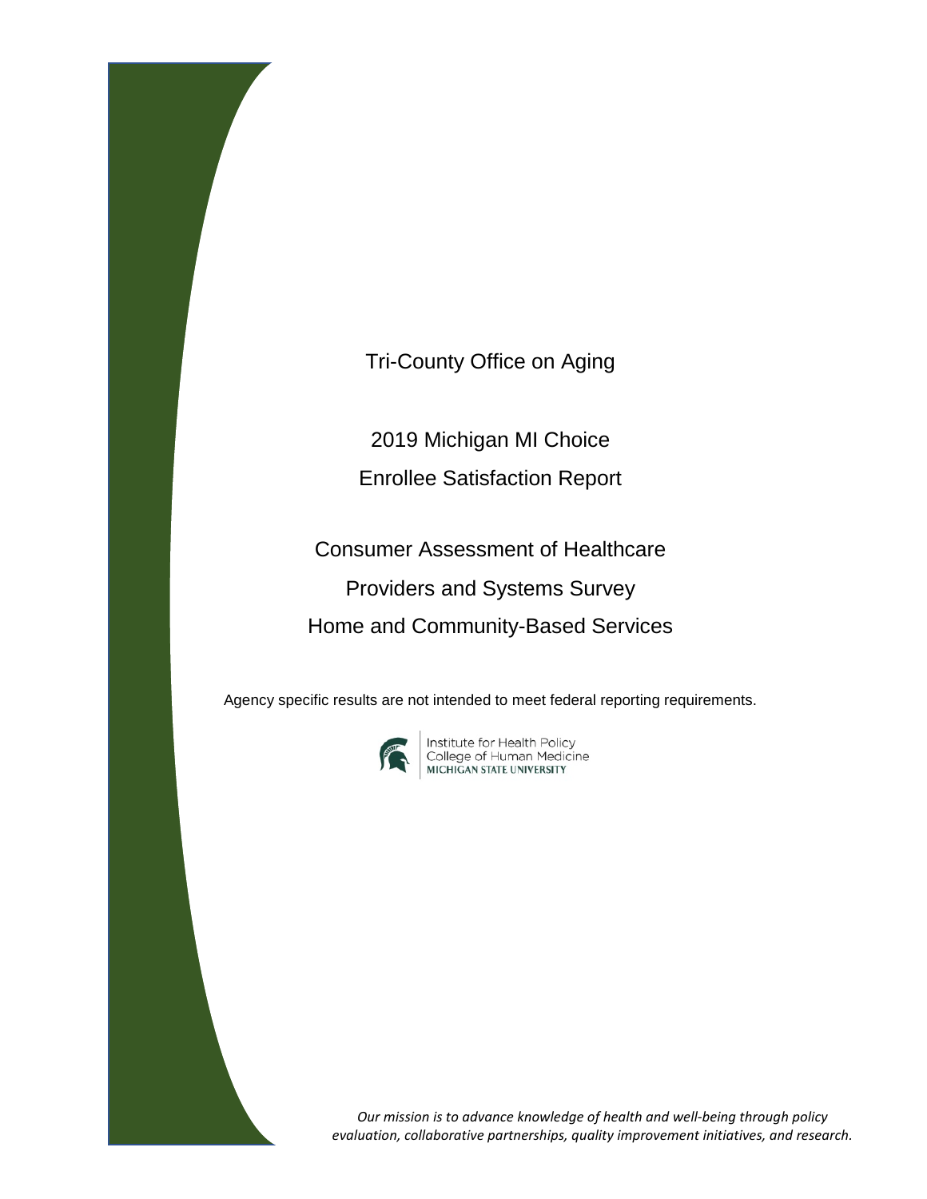# Tri-County Office on Aging

## 2019 Michigan MI Choice Enrollee Satisfaction Report

## Consumer Assessment of Healthcare Providers and Systems Survey Home and Community-Based Services

Agency specific results are not intended to meet federal reporting requirements.

Institute for Health Policy
College of Human Medicine
MICHIGAN STATE UNIVERSITY

*Our mission is to advance knowledge of health and well-being through policy evaluation, collaborative partnerships, quality improvement initiatives, and research.*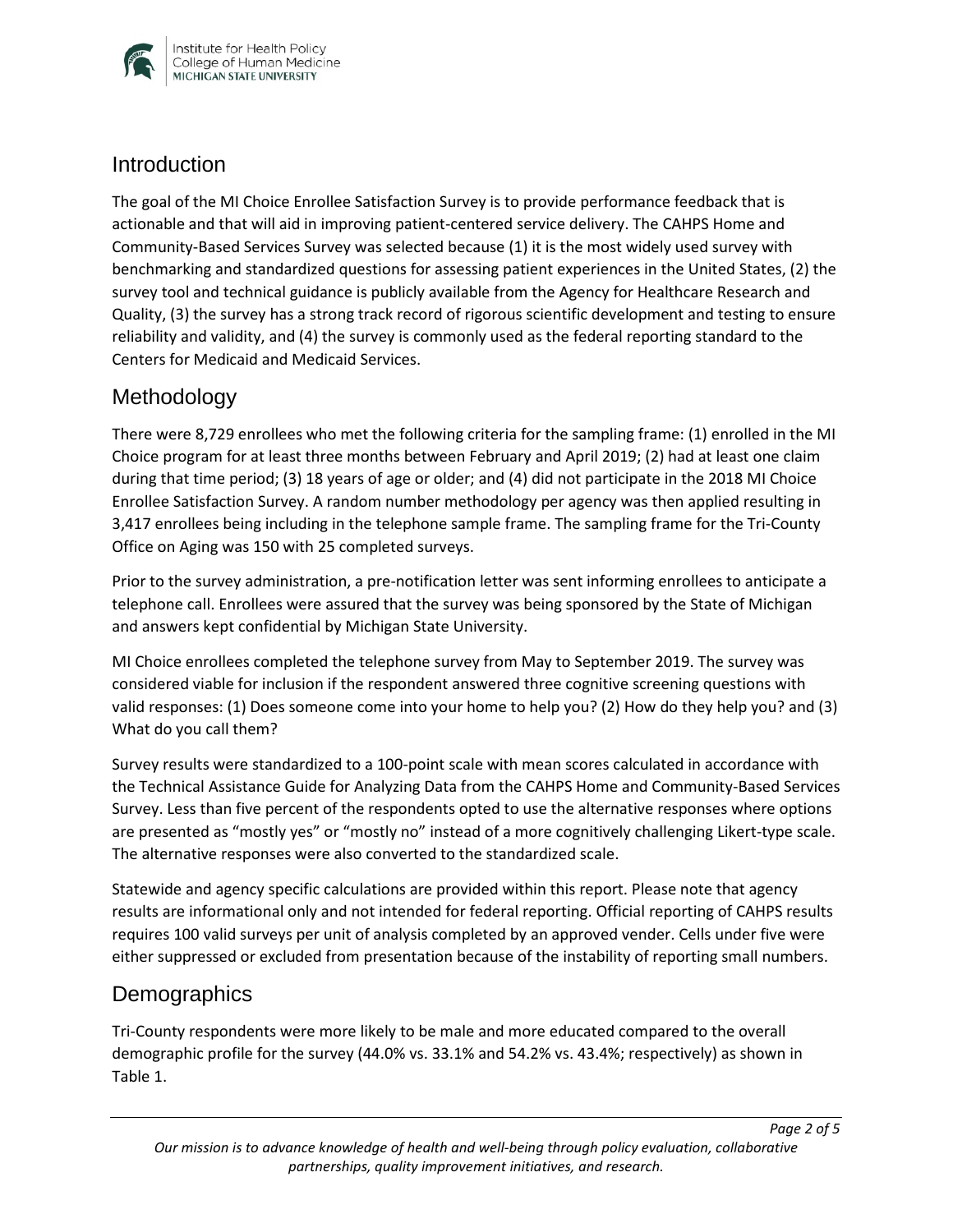## Introduction

The goal of the MI Choice Enrollee Satisfaction Survey is to provide performance feedback that is actionable and that will aid in improving patient-centered service delivery. The CAHPS Home and Community-Based Services Survey was selected because (1) it is the most widely used survey with benchmarking and standardized questions for assessing patient experiences in the United States, (2) the survey tool and technical guidance is publicly available from the Agency for Healthcare Research and Quality, (3) the survey has a strong track record of rigorous scientific development and testing to ensure reliability and validity, and (4) the survey is commonly used as the federal reporting standard to the Centers for Medicaid and Medicaid Services.

## Methodology

There were 8,729 enrollees who met the following criteria for the sampling frame: (1) enrolled in the MI Choice program for at least three months between February and April 2019; (2) had at least one claim during that time period; (3) 18 years of age or older; and (4) did not participate in the 2018 MI Choice Enrollee Satisfaction Survey. A random number methodology per agency was then applied resulting in 3,417 enrollees being including in the telephone sample frame. The sampling frame for the Tri-County Office on Aging was 150 with 25 completed surveys.

Prior to the survey administration, a pre-notification letter was sent informing enrollees to anticipate a telephone call. Enrollees were assured that the survey was being sponsored by the State of Michigan and answers kept confidential by Michigan State University.

MI Choice enrollees completed the telephone survey from May to September 2019. The survey was considered viable for inclusion if the respondent answered three cognitive screening questions with valid responses: (1) Does someone come into your home to help you? (2) How do they help you? and (3) What do you call them?

Survey results were standardized to a 100-point scale with mean scores calculated in accordance with the Technical Assistance Guide for Analyzing Data from the CAHPS Home and Community-Based Services Survey. Less than five percent of the respondents opted to use the alternative responses where options are presented as "mostly yes" or "mostly no" instead of a more cognitively challenging Likert-type scale. The alternative responses were also converted to the standardized scale.

Statewide and agency specific calculations are provided within this report. Please note that agency results are informational only and not intended for federal reporting. Official reporting of CAHPS results requires 100 valid surveys per unit of analysis completed by an approved vender. Cells under five were either suppressed or excluded from presentation because of the instability of reporting small numbers.

## Demographics

Tri-County respondents were more likely to be male and more educated compared to the overall demographic profile for the survey (44.0% vs. 33.1% and 54.2% vs. 43.4%; respectively) as shown in Table 1.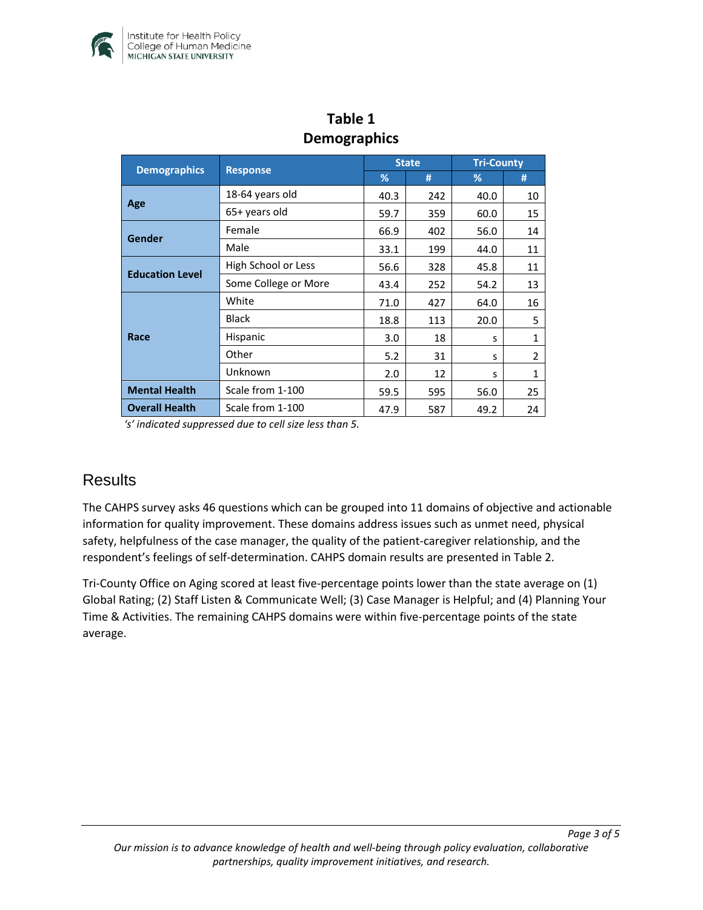**Table 1**
**Demographics**

| Demographics | Response | State | | Tri-County | |
|---|---|---|---|---|---|
| | | % | # | % | # |
| **Age** | 18-64 years old | 40.3 | 242 | 40.0 | 10 |
| | 65+ years old | 59.7 | 359 | 60.0 | 15 |
| **Gender** | Female | 66.9 | 402 | 56.0 | 14 |
| | Male | 33.1 | 199 | 44.0 | 11 |
| **Education Level** | High School or Less | 56.6 | 328 | 45.8 | 11 |
| | Some College or More | 43.4 | 252 | 54.2 | 13 |
| **Race** | White | 71.0 | 427 | 64.0 | 16 |
| | Black | 18.8 | 113 | 20.0 | 5 |
| | Hispanic | 3.0 | 18 | s | 1 |
| | Other | 5.2 | 31 | s | 2 |
| | Unknown | 2.0 | 12 | s | 1 |
| **Mental Health** | Scale from 1-100 | 59.5 | 595 | 56.0 | 25 |
| **Overall Health** | Scale from 1-100 | 47.9 | 587 | 49.2 | 24 |

*'s' indicated suppressed due to cell size less than 5.*

## Results

The CAHPS survey asks 46 questions which can be grouped into 11 domains of objective and actionable information for quality improvement. These domains address issues such as unmet need, physical safety, helpfulness of the case manager, the quality of the patient-caregiver relationship, and the respondent's feelings of self-determination. CAHPS domain results are presented in Table 2.

Tri-County Office on Aging scored at least five-percentage points lower than the state average on (1) Global Rating; (2) Staff Listen & Communicate Well; (3) Case Manager is Helpful; and (4) Planning Your Time & Activities. The remaining CAHPS domains were within five-percentage points of the state average.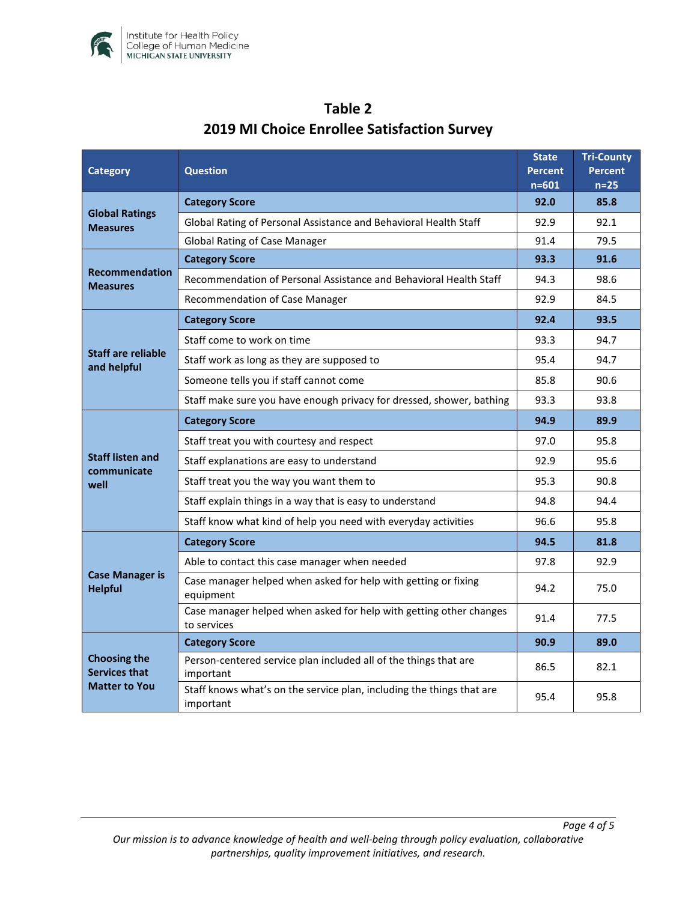# Table 2
# 2019 MI Choice Enrollee Satisfaction Survey

| Category | Question | State Percent n=601 | Tri-County Percent n=25 |
|---|---|---|---|
| **Global Ratings Measures** | **Category Score** | **92.0** | **85.8** |
| | Global Rating of Personal Assistance and Behavioral Health Staff | 92.9 | 92.1 |
| | Global Rating of Case Manager | 91.4 | 79.5 |
| **Recommendation Measures** | **Category Score** | **93.3** | **91.6** |
| | Recommendation of Personal Assistance and Behavioral Health Staff | 94.3 | 98.6 |
| | Recommendation of Case Manager | 92.9 | 84.5 |
| **Staff are reliable and helpful** | **Category Score** | **92.4** | **93.5** |
| | Staff come to work on time | 93.3 | 94.7 |
| | Staff work as long as they are supposed to | 95.4 | 94.7 |
| | Someone tells you if staff cannot come | 85.8 | 90.6 |
| | Staff make sure you have enough privacy for dressed, shower, bathing | 93.3 | 93.8 |
| **Staff listen and communicate well** | **Category Score** | **94.9** | **89.9** |
| | Staff treat you with courtesy and respect | 97.0 | 95.8 |
| | Staff explanations are easy to understand | 92.9 | 95.6 |
| | Staff treat you the way you want them to | 95.3 | 90.8 |
| | Staff explain things in a way that is easy to understand | 94.8 | 94.4 |
| | Staff know what kind of help you need with everyday activities | 96.6 | 95.8 |
| **Case Manager is Helpful** | **Category Score** | **94.5** | **81.8** |
| | Able to contact this case manager when needed | 97.8 | 92.9 |
| | Case manager helped when asked for help with getting or fixing equipment | 94.2 | 75.0 |
| | Case manager helped when asked for help with getting other changes to services | 91.4 | 77.5 |
| **Choosing the Services that Matter to You** | **Category Score** | **90.9** | **89.0** |
| | Person-centered service plan included all of the things that are important | 86.5 | 82.1 |
| | Staff knows what's on the service plan, including the things that are important | 95.4 | 95.8 |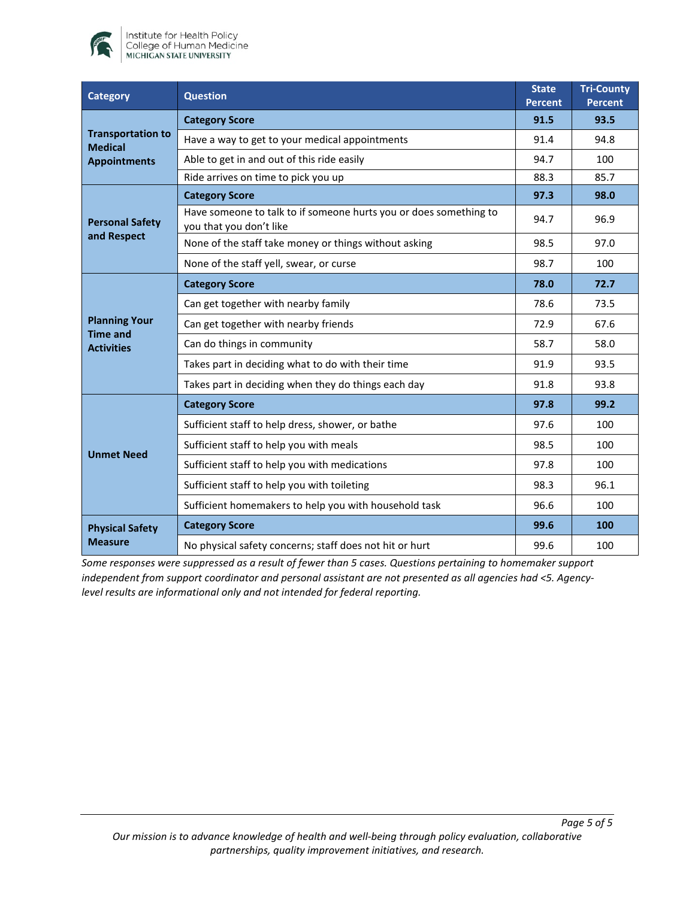| Category | Question | State Percent | Tri-County Percent |
|---|---|---|---|
| Transportation to Medical Appointments | **Category Score** | **91.5** | **93.5** |
| | Have a way to get to your medical appointments | 91.4 | 94.8 |
| | Able to get in and out of this ride easily | 94.7 | 100 |
| | Ride arrives on time to pick you up | 88.3 | 85.7 |
| Personal Safety and Respect | **Category Score** | **97.3** | **98.0** |
| | Have someone to talk to if someone hurts you or does something to you that you don't like | 94.7 | 96.9 |
| | None of the staff take money or things without asking | 98.5 | 97.0 |
| | None of the staff yell, swear, or curse | 98.7 | 100 |
| Planning Your Time and Activities | **Category Score** | **78.0** | **72.7** |
| | Can get together with nearby family | 78.6 | 73.5 |
| | Can get together with nearby friends | 72.9 | 67.6 |
| | Can do things in community | 58.7 | 58.0 |
| | Takes part in deciding what to do with their time | 91.9 | 93.5 |
| | Takes part in deciding when they do things each day | 91.8 | 93.8 |
| Unmet Need | **Category Score** | **97.8** | **99.2** |
| | Sufficient staff to help dress, shower, or bathe | 97.6 | 100 |
| | Sufficient staff to help you with meals | 98.5 | 100 |
| | Sufficient staff to help you with medications | 97.8 | 100 |
| | Sufficient staff to help you with toileting | 98.3 | 96.1 |
| | Sufficient homemakers to help you with household task | 96.6 | 100 |
| Physical Safety Measure | **Category Score** | **99.6** | **100** |
| | No physical safety concerns; staff does not hit or hurt | 99.6 | 100 |

*Some responses were suppressed as a result of fewer than 5 cases. Questions pertaining to homemaker support independent from support coordinator and personal assistant are not presented as all agencies had <5. Agency-level results are informational only and not intended for federal reporting.*